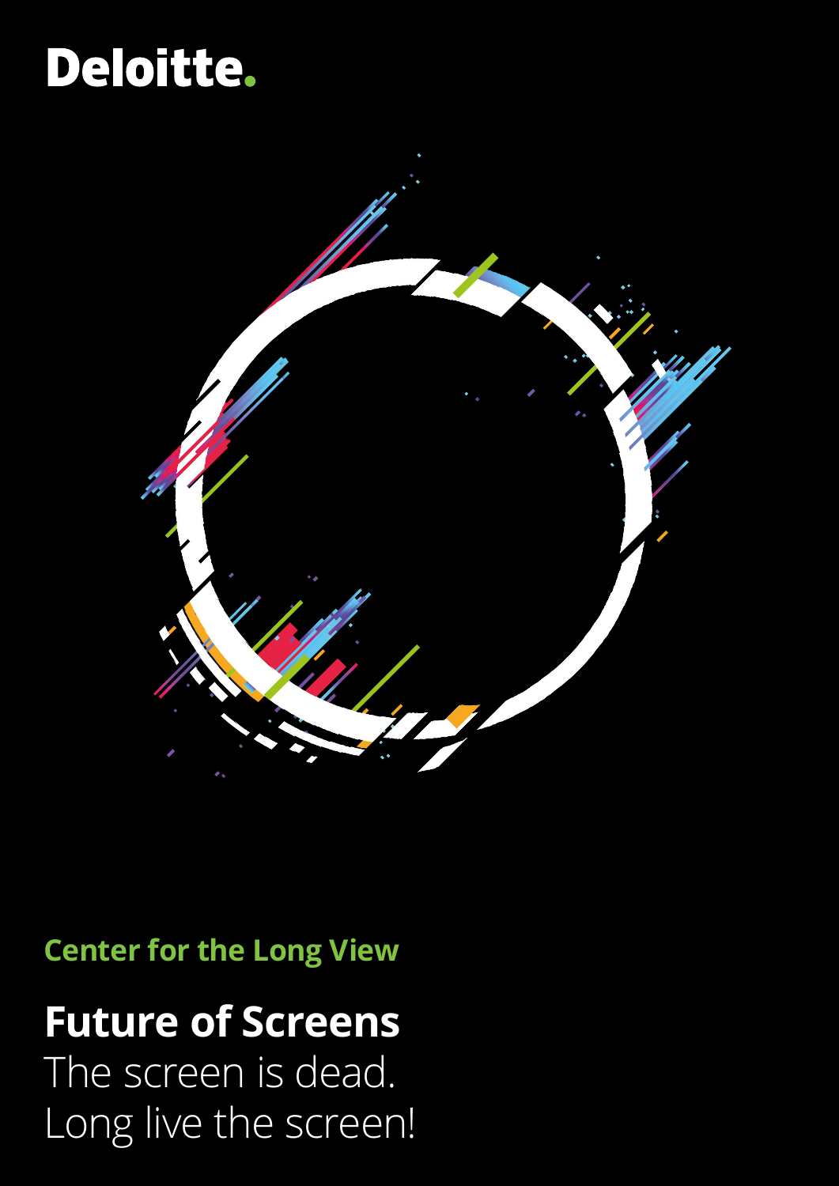Deloitte.

Center for the Long View

# Future of Screens

The screen is dead.
Long live the screen!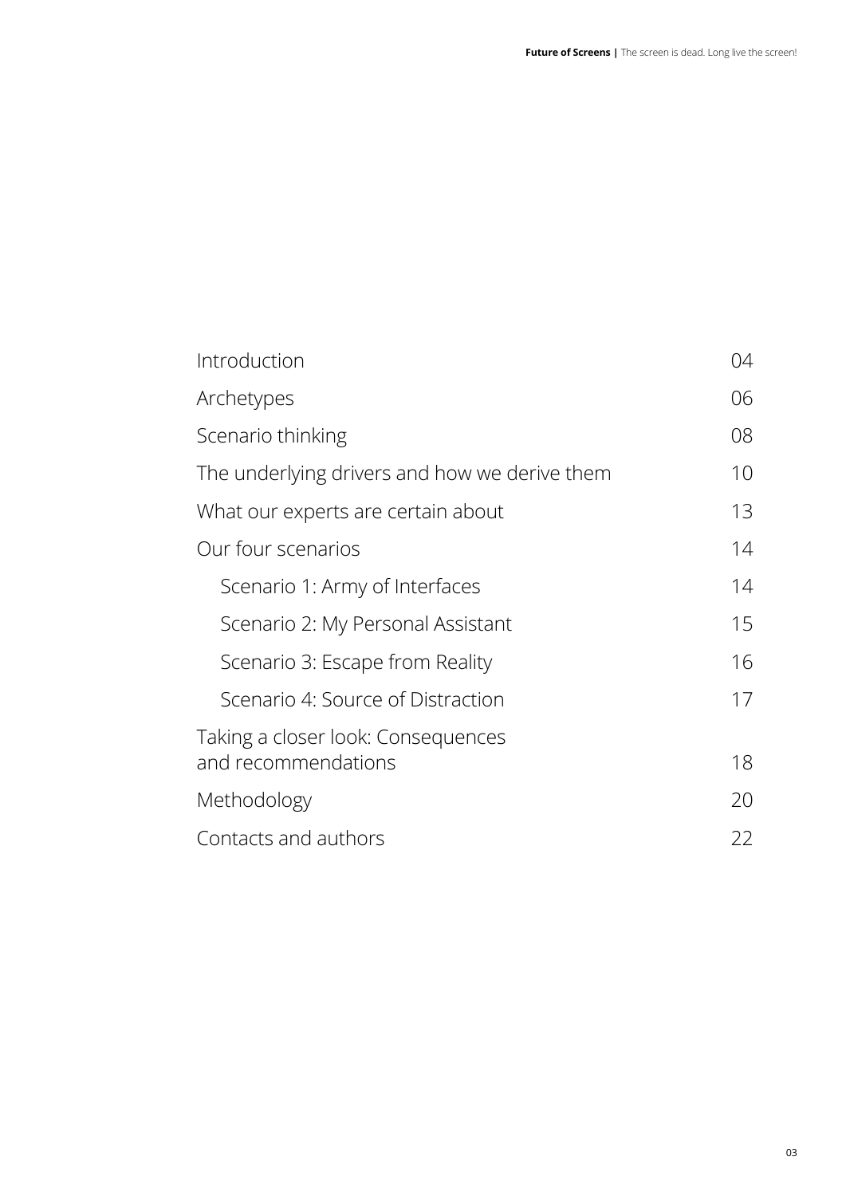| | |
|---|---|
| Introduction | 04 |
| Archetypes | 06 |
| Scenario thinking | 08 |
| The underlying drivers and how we derive them | 10 |
| What our experts are certain about | 13 |
| Our four scenarios | 14 |
| Scenario 1: Army of Interfaces | 14 |
| Scenario 2: My Personal Assistant | 15 |
| Scenario 3: Escape from Reality | 16 |
| Scenario 4: Source of Distraction | 17 |
| Taking a closer look: Consequences and recommendations | 18 |
| Methodology | 20 |
| Contacts and authors | 22 |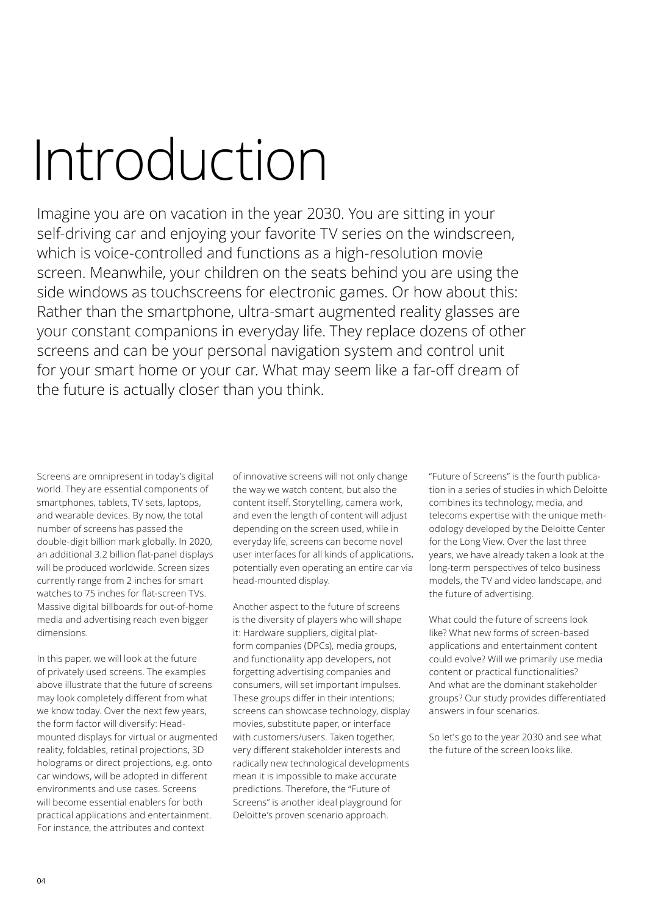# Introduction

Imagine you are on vacation in the year 2030. You are sitting in your self-driving car and enjoying your favorite TV series on the windscreen, which is voice-controlled and functions as a high-resolution movie screen. Meanwhile, your children on the seats behind you are using the side windows as touchscreens for electronic games. Or how about this: Rather than the smartphone, ultra-smart augmented reality glasses are your constant companions in everyday life. They replace dozens of other screens and can be your personal navigation system and control unit for your smart home or your car. What may seem like a far-off dream of the future is actually closer than you think.

Screens are omnipresent in today's digital world. They are essential components of smartphones, tablets, TV sets, laptops, and wearable devices. By now, the total number of screens has passed the double-digit billion mark globally. In 2020, an additional 3.2 billion flat-panel displays will be produced worldwide. Screen sizes currently range from 2 inches for smart watches to 75 inches for flat-screen TVs. Massive digital billboards for out-of-home media and advertising reach even bigger dimensions.

In this paper, we will look at the future of privately used screens. The examples above illustrate that the future of screens may look completely different from what we know today. Over the next few years, the form factor will diversify: Head-mounted displays for virtual or augmented reality, foldables, retinal projections, 3D holograms or direct projections, e.g. onto car windows, will be adopted in different environments and use cases. Screens will become essential enablers for both practical applications and entertainment. For instance, the attributes and context of innovative screens will not only change the way we watch content, but also the content itself. Storytelling, camera work, and even the length of content will adjust depending on the screen used, while in everyday life, screens can become novel user interfaces for all kinds of applications, potentially even operating an entire car via head-mounted display.

Another aspect to the future of screens is the diversity of players who will shape it: Hardware suppliers, digital platform companies (DPCs), media groups, and functionality app developers, not forgetting advertising companies and consumers, will set important impulses. These groups differ in their intentions; screens can showcase technology, display movies, substitute paper, or interface with customers/users. Taken together, very different stakeholder interests and radically new technological developments mean it is impossible to make accurate predictions. Therefore, the "Future of Screens" is another ideal playground for Deloitte's proven scenario approach.

"Future of Screens" is the fourth publication in a series of studies in which Deloitte combines its technology, media, and telecoms expertise with the unique methodology developed by the Deloitte Center for the Long View. Over the last three years, we have already taken a look at the long-term perspectives of telco business models, the TV and video landscape, and the future of advertising.

What could the future of screens look like? What new forms of screen-based applications and entertainment content could evolve? Will we primarily use media content or practical functionalities? And what are the dominant stakeholder groups? Our study provides differentiated answers in four scenarios.

So let's go to the year 2030 and see what the future of the screen looks like.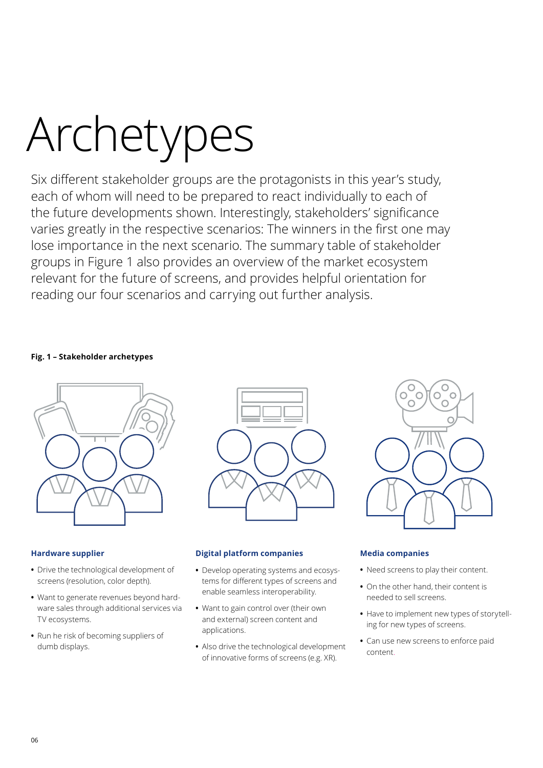# Archetypes

Six different stakeholder groups are the protagonists in this year's study, each of whom will need to be prepared to react individually to each of the future developments shown. Interestingly, stakeholders' significance varies greatly in the respective scenarios: The winners in the first one may lose importance in the next scenario. The summary table of stakeholder groups in Figure 1 also provides an overview of the market ecosystem relevant for the future of screens, and provides helpful orientation for reading our four scenarios and carrying out further analysis.

**Fig. 1 – Stakeholder archetypes**

### Hardware supplier

- Drive the technological development of screens (resolution, color depth).
- Want to generate revenues beyond hardware sales through additional services via TV ecosystems.
- Run he risk of becoming suppliers of dumb displays.

### Digital platform companies

- Develop operating systems and ecosystems for different types of screens and enable seamless interoperability.
- Want to gain control over (their own and external) screen content and applications.
- Also drive the technological development of innovative forms of screens (e.g. XR).

### Media companies

- Need screens to play their content.
- On the other hand, their content is needed to sell screens.
- Have to implement new types of storytelling for new types of screens.
- Can use new screens to enforce paid content.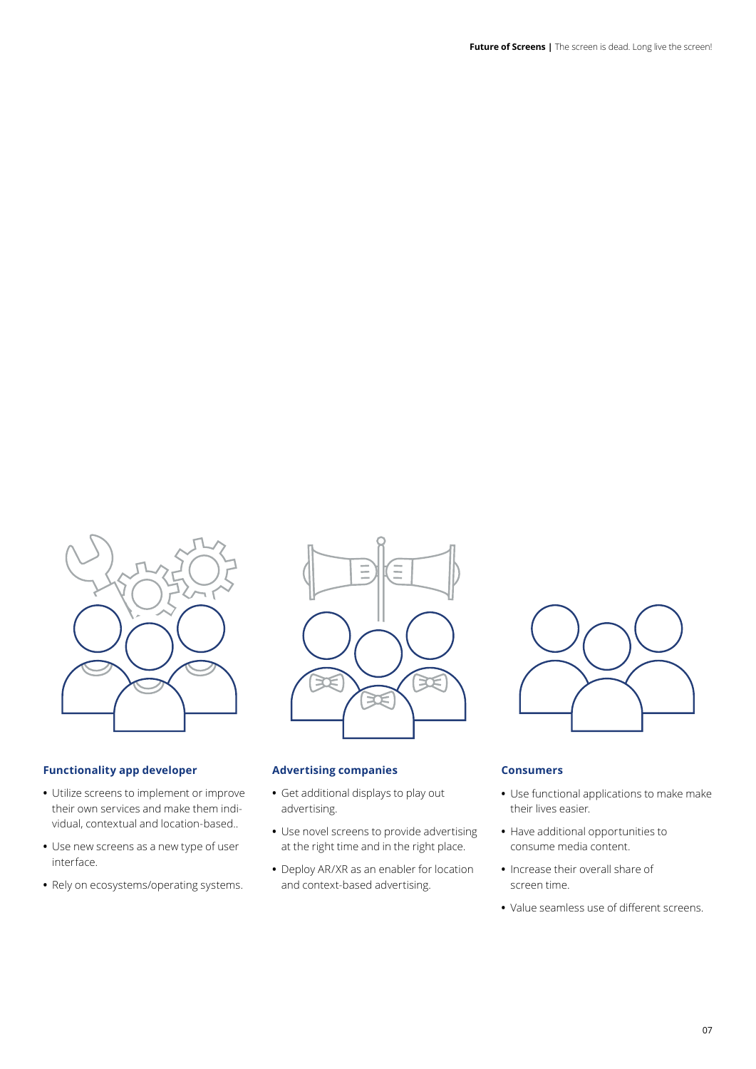### Functionality app developer

- Utilize screens to implement or improve their own services and make them individual, contextual and location-based..
- Use new screens as a new type of user interface.
- Rely on ecosystems/operating systems.

### Advertising companies

- Get additional displays to play out advertising.
- Use novel screens to provide advertising at the right time and in the right place.
- Deploy AR/XR as an enabler for location and context-based advertising.

### Consumers

- Use functional applications to make make their lives easier.
- Have additional opportunities to consume media content.
- Increase their overall share of screen time.
- Value seamless use of different screens.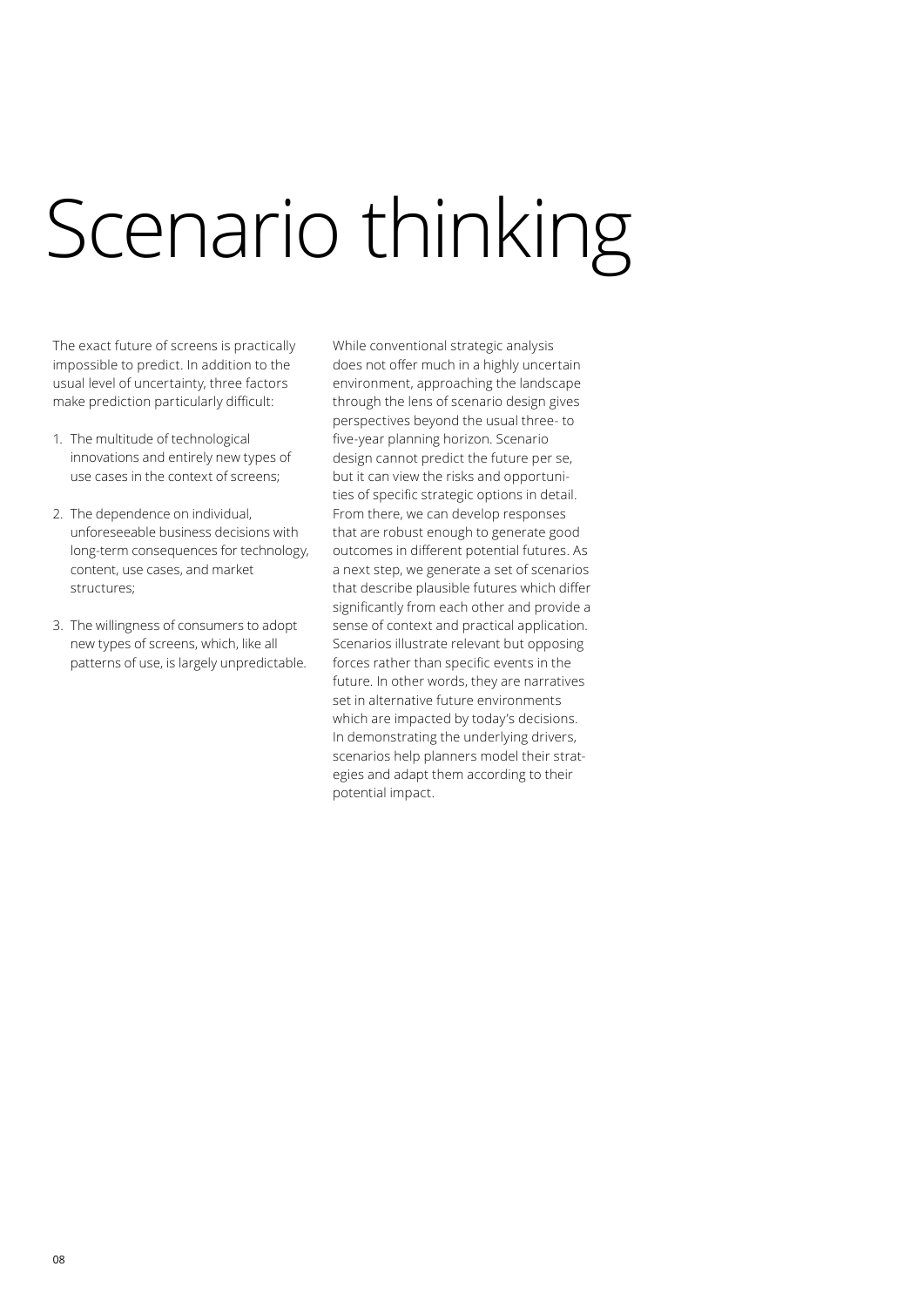# Scenario thinking

The exact future of screens is practically impossible to predict. In addition to the usual level of uncertainty, three factors make prediction particularly difficult:

1. The multitude of technological innovations and entirely new types of use cases in the context of screens;

2. The dependence on individual, unforeseeable business decisions with long-term consequences for technology, content, use cases, and market structures;

3. The willingness of consumers to adopt new types of screens, which, like all patterns of use, is largely unpredictable.

While conventional strategic analysis does not offer much in a highly uncertain environment, approaching the landscape through the lens of scenario design gives perspectives beyond the usual three- to five-year planning horizon. Scenario design cannot predict the future per se, but it can view the risks and opportunities of specific strategic options in detail. From there, we can develop responses that are robust enough to generate good outcomes in different potential futures. As a next step, we generate a set of scenarios that describe plausible futures which differ significantly from each other and provide a sense of context and practical application. Scenarios illustrate relevant but opposing forces rather than specific events in the future. In other words, they are narratives set in alternative future environments which are impacted by today's decisions. In demonstrating the underlying drivers, scenarios help planners model their strategies and adapt them according to their potential impact.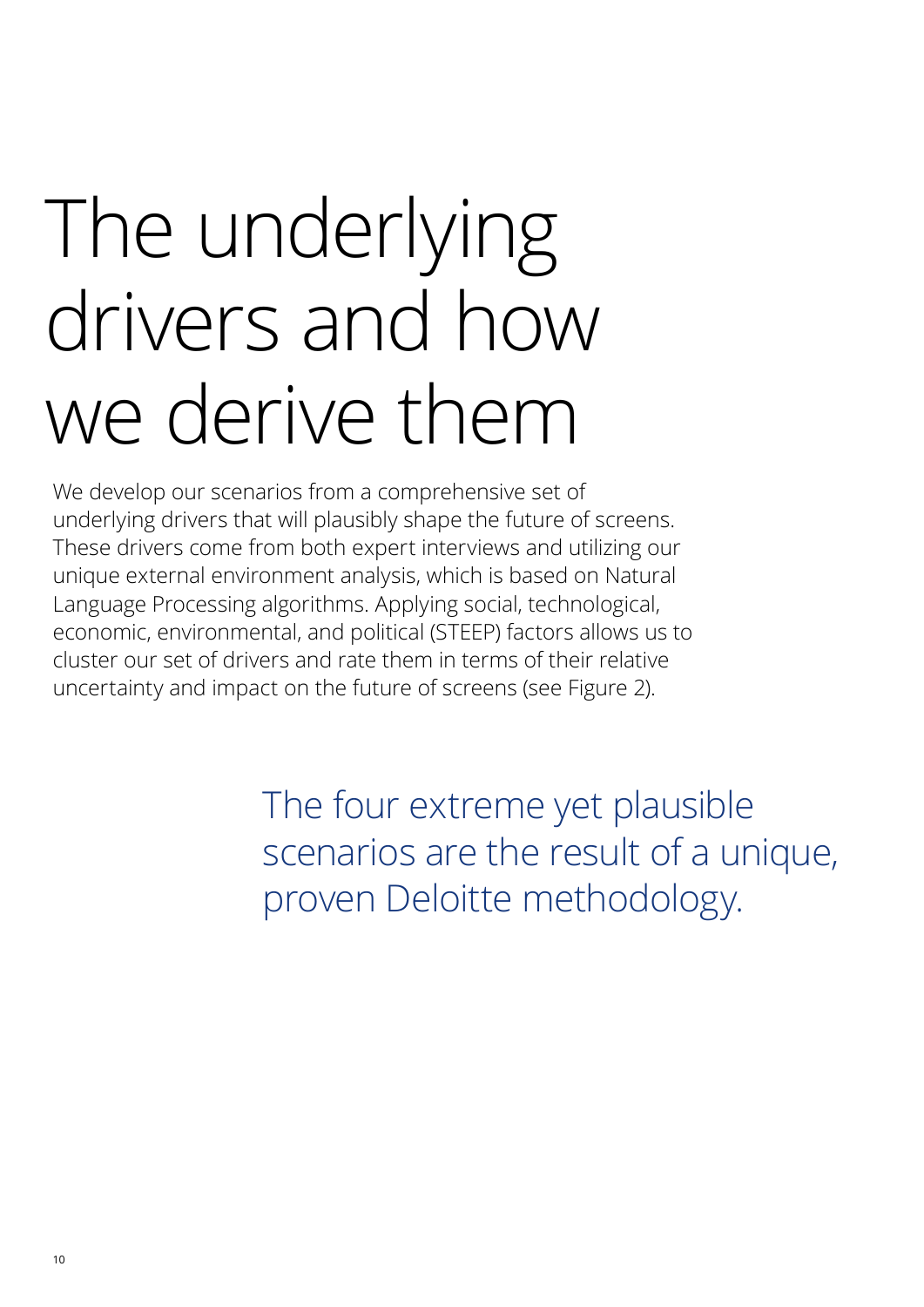# The underlying drivers and how we derive them

We develop our scenarios from a comprehensive set of underlying drivers that will plausibly shape the future of screens. These drivers come from both expert interviews and utilizing our unique external environment analysis, which is based on Natural Language Processing algorithms. Applying social, technological, economic, environmental, and political (STEEP) factors allows us to cluster our set of drivers and rate them in terms of their relative uncertainty and impact on the future of screens (see Figure 2).

The four extreme yet plausible scenarios are the result of a unique, proven Deloitte methodology.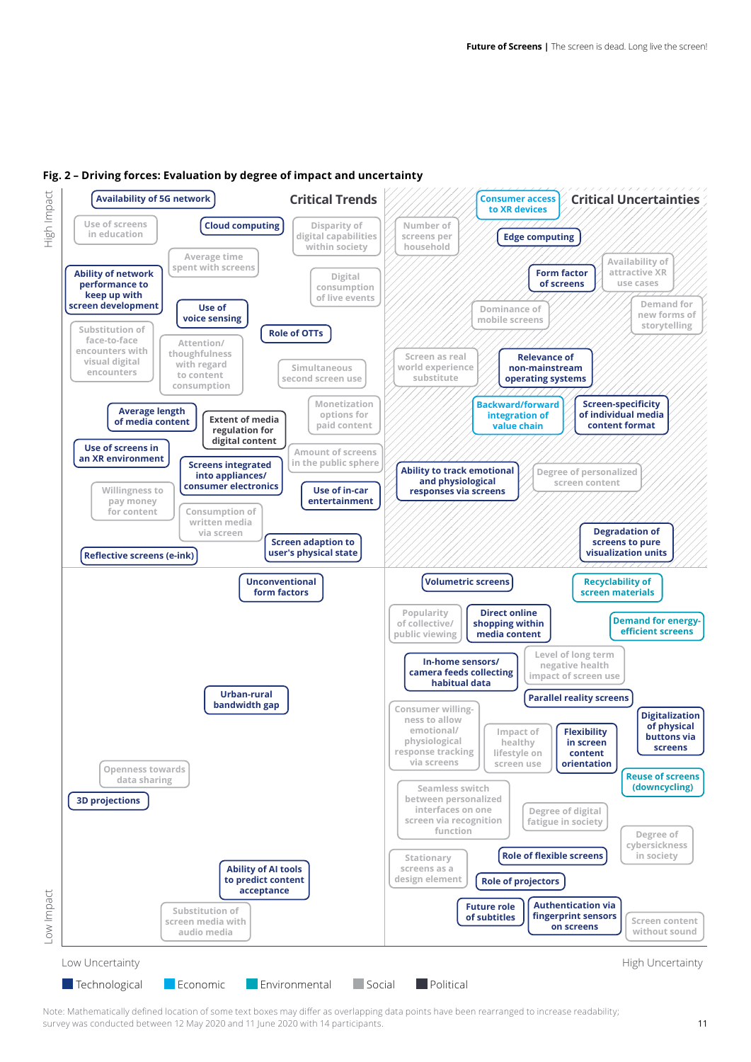## Fig. 2 – Driving forces: Evaluation by degree of impact and uncertainty

High Impact

### Critical Trends

Availability of 5G network

Use of screens in education

Cloud computing

Disparity of digital capabilities within society

Average time spent with screens

Ability of network performance to keep up with screen development

Digital consumption of live events

Use of voice sensing

Substitution of face-to-face encounters with visual digital encounters

Role of OTTs

Attention/ thoughfulness with regard to content consumption

Simultaneous second screen use

Monetization options for paid content

Average length of media content

Extent of media regulation for digital content

Amount of screens in the public sphere

Use of screens in an XR environment

Screens integrated into appliances/ consumer electronics

Willingness to pay money for content

Use of in-car entertainment

Consumption of written media via screen

Screen adaption to user's physical state

Reflective screens (e-ink)

### Critical Uncertainties

Number of screens per household

Consumer access to XR devices

Edge computing

Form factor of screens

Availability of attractive XR use cases

Dominance of mobile screens

Demand for new forms of storytelling

Screen as real world experience substitute

Relevance of non-mainstream operating systems

Backward/forward integration of value chain

Screen-specificity of individual media content format

Ability to track emotional and physiological responses via screens

Degree of personalized screen content

Degradation of screens to pure visualization units

Unconventional form factors

Urban-rural bandwidth gap

Openness towards data sharing

3D projections

Ability of AI tools to predict content acceptance

Substitution of screen media with audio media

Volumetric screens

Recyclability of screen materials

Popularity of collective/ public viewing

Direct online shopping within media content

Demand for energy-efficient screens

In-home sensors/ camera feeds collecting habitual data

Level of long term negative health impact of screen use

Parallel reality screens

Consumer willingness to allow emotional/ physiological response tracking via screens

Impact of healthy lifestyle on screen use

Flexibility in screen content orientation

Digitalization of physical buttons via screens

Reuse of screens (downcycling)

Seamless switch between personalized interfaces on one screen via recognition function

Degree of digital fatigue in society

Degree of cybersickness in society

Stationary screens as a design element

Role of flexible screens

Role of projectors

Future role of subtitles

Authentication via fingerprint sensors on screens

Screen content without sound

Low Impact

Low Uncertainty — High Uncertainty

Legend: Technological, Economic, Environmental, Social, Political

Note: Mathematically defined location of some text boxes may differ as overlapping data points have been rearranged to increase readability; survey was conducted between 12 May 2020 and 11 June 2020 with 14 participants.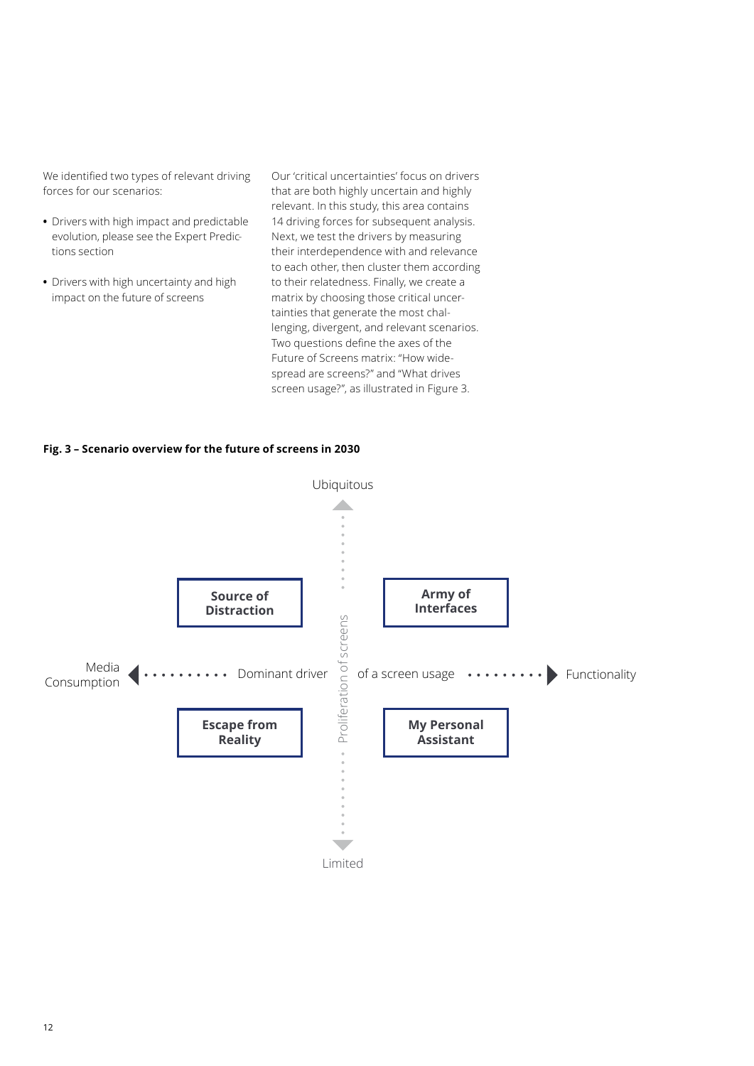We identified two types of relevant driving forces for our scenarios:

- Drivers with high impact and predictable evolution, please see the Expert Predictions section
- Drivers with high uncertainty and high impact on the future of screens

Our 'critical uncertainties' focus on drivers that are both highly uncertain and highly relevant. In this study, this area contains 14 driving forces for subsequent analysis. Next, we test the drivers by measuring their interdependence with and relevance to each other, then cluster them according to their relatedness. Finally, we create a matrix by choosing those critical uncertainties that generate the most challenging, divergent, and relevant scenarios. Two questions define the axes of the Future of Screens matrix: "How widespread are screens?" and "What drives screen usage?", as illustrated in Figure 3.

**Fig. 3 – Scenario overview for the future of screens in 2030**

Vertical axis: Proliferation of screens (Ubiquitous – Limited)

Horizontal axis: Dominant driver of a screen usage (Media Consumption – Functionality)

| | Media Consumption | Functionality |
|---|---|---|
| **Ubiquitous** | **Source of Distraction** | **Army of Interfaces** |
| **Limited** | **Escape from Reality** | **My Personal Assistant** |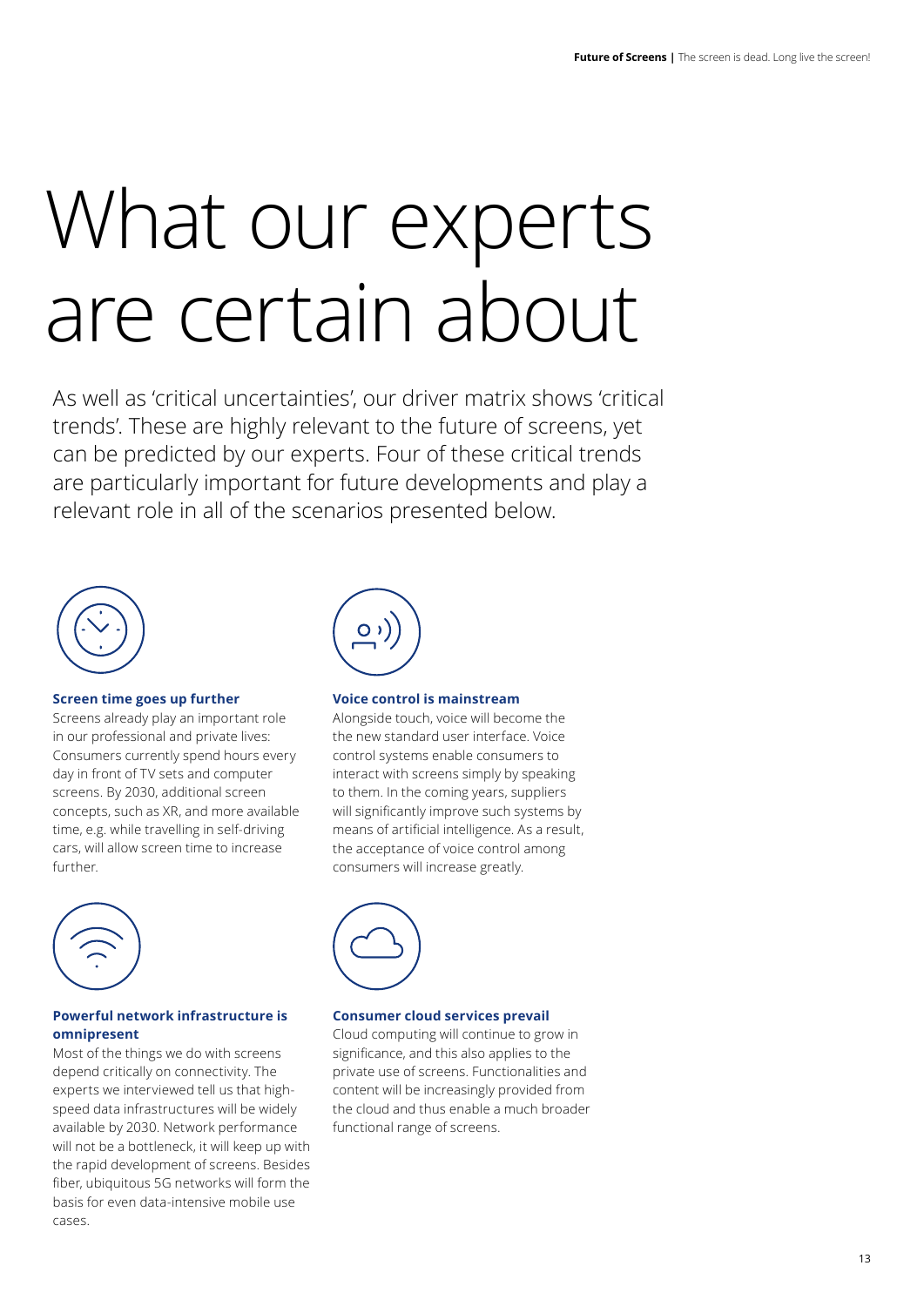# What our experts are certain about

As well as 'critical uncertainties', our driver matrix shows 'critical trends'. These are highly relevant to the future of screens, yet can be predicted by our experts. Four of these critical trends are particularly important for future developments and play a relevant role in all of the scenarios presented below.

**Screen time goes up further**

Screens already play an important role in our professional and private lives: Consumers currently spend hours every day in front of TV sets and computer screens. By 2030, additional screen concepts, such as XR, and more available time, e.g. while travelling in self-driving cars, will allow screen time to increase further.

**Voice control is mainstream**

Alongside touch, voice will become the the new standard user interface. Voice control systems enable consumers to interact with screens simply by speaking to them. In the coming years, suppliers will significantly improve such systems by means of artificial intelligence. As a result, the acceptance of voice control among consumers will increase greatly.

**Powerful network infrastructure is omnipresent**

Most of the things we do with screens depend critically on connectivity. The experts we interviewed tell us that high-speed data infrastructures will be widely available by 2030. Network performance will not be a bottleneck, it will keep up with the rapid development of screens. Besides fiber, ubiquitous 5G networks will form the basis for even data-intensive mobile use cases.

**Consumer cloud services prevail**

Cloud computing will continue to grow in significance, and this also applies to the private use of screens. Functionalities and content will be increasingly provided from the cloud and thus enable a much broader functional range of screens.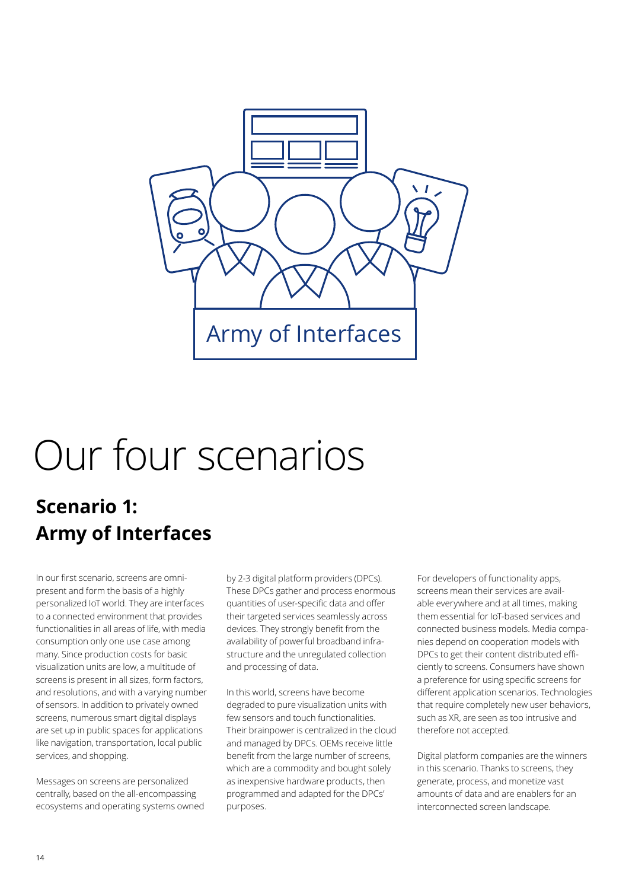# Our four scenarios

## Scenario 1: Army of Interfaces

In our first scenario, screens are omnipresent and form the basis of a highly personalized IoT world. They are interfaces to a connected environment that provides functionalities in all areas of life, with media consumption only one use case among many. Since production costs for basic visualization units are low, a multitude of screens is present in all sizes, form factors, and resolutions, and with a varying number of sensors. In addition to privately owned screens, numerous smart digital displays are set up in public spaces for applications like navigation, transportation, local public services, and shopping.

Messages on screens are personalized centrally, based on the all-encompassing ecosystems and operating systems owned by 2-3 digital platform providers (DPCs). These DPCs gather and process enormous quantities of user-specific data and offer their targeted services seamlessly across devices. They strongly benefit from the availability of powerful broadband infrastructure and the unregulated collection and processing of data.

In this world, screens have become degraded to pure visualization units with few sensors and touch functionalities. Their brainpower is centralized in the cloud and managed by DPCs. OEMs receive little benefit from the large number of screens, which are a commodity and bought solely as inexpensive hardware products, then programmed and adapted for the DPCs' purposes.

For developers of functionality apps, screens mean their services are available everywhere and at all times, making them essential for IoT-based services and connected business models. Media companies depend on cooperation models with DPCs to get their content distributed efficiently to screens. Consumers have shown a preference for using specific screens for different application scenarios. Technologies that require completely new user behaviors, such as XR, are seen as too intrusive and therefore not accepted.

Digital platform companies are the winners in this scenario. Thanks to screens, they generate, process, and monetize vast amounts of data and are enablers for an interconnected screen landscape.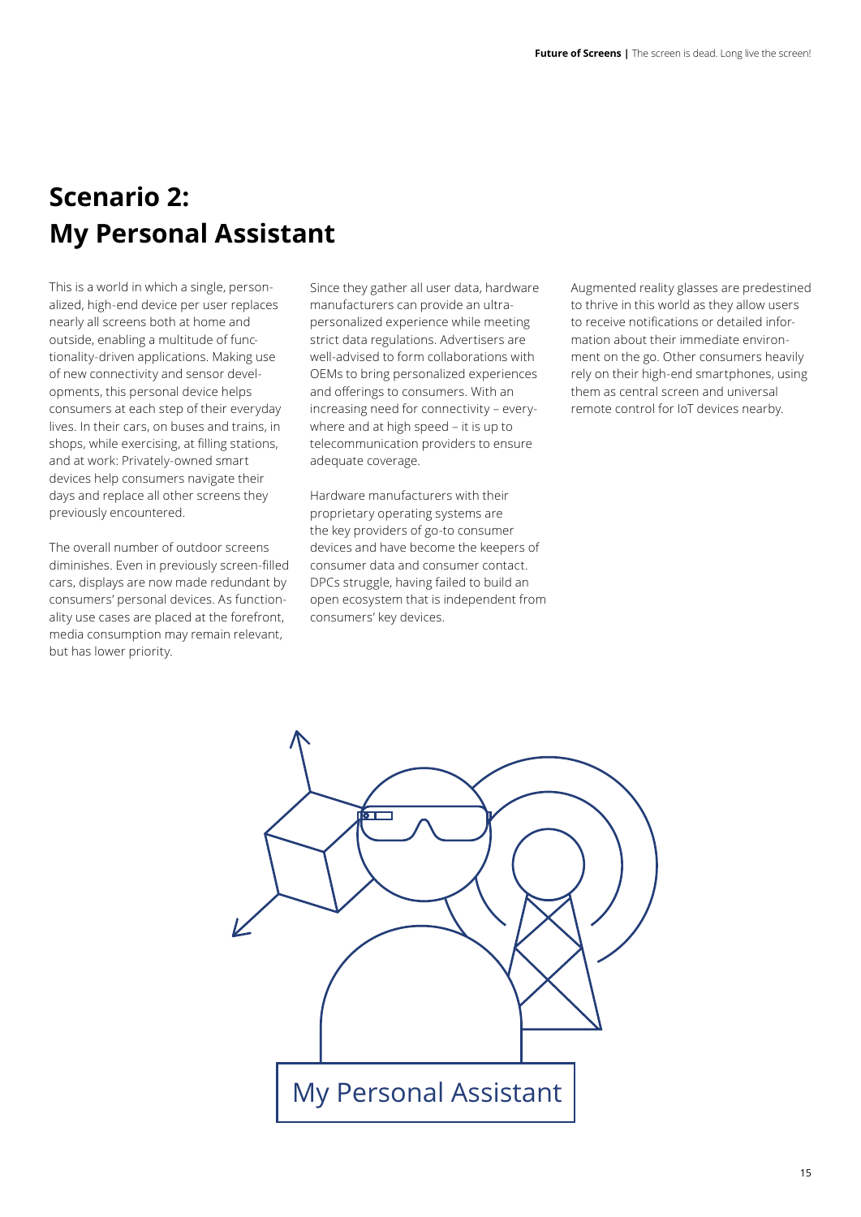# Scenario 2: My Personal Assistant

This is a world in which a single, personalized, high-end device per user replaces nearly all screens both at home and outside, enabling a multitude of functionality-driven applications. Making use of new connectivity and sensor developments, this personal device helps consumers at each step of their everyday lives. In their cars, on buses and trains, in shops, while exercising, at filling stations, and at work: Privately-owned smart devices help consumers navigate their days and replace all other screens they previously encountered.

The overall number of outdoor screens diminishes. Even in previously screen-filled cars, displays are now made redundant by consumers' personal devices. As functionality use cases are placed at the forefront, media consumption may remain relevant, but has lower priority.

Since they gather all user data, hardware manufacturers can provide an ultra-personalized experience while meeting strict data regulations. Advertisers are well-advised to form collaborations with OEMs to bring personalized experiences and offerings to consumers. With an increasing need for connectivity – everywhere and at high speed – it is up to telecommunication providers to ensure adequate coverage.

Hardware manufacturers with their proprietary operating systems are the key providers of go-to consumer devices and have become the keepers of consumer data and consumer contact. DPCs struggle, having failed to build an open ecosystem that is independent from consumers' key devices.

Augmented reality glasses are predestined to thrive in this world as they allow users to receive notifications or detailed information about their immediate environment on the go. Other consumers heavily rely on their high-end smartphones, using them as central screen and universal remote control for IoT devices nearby.

My Personal Assistant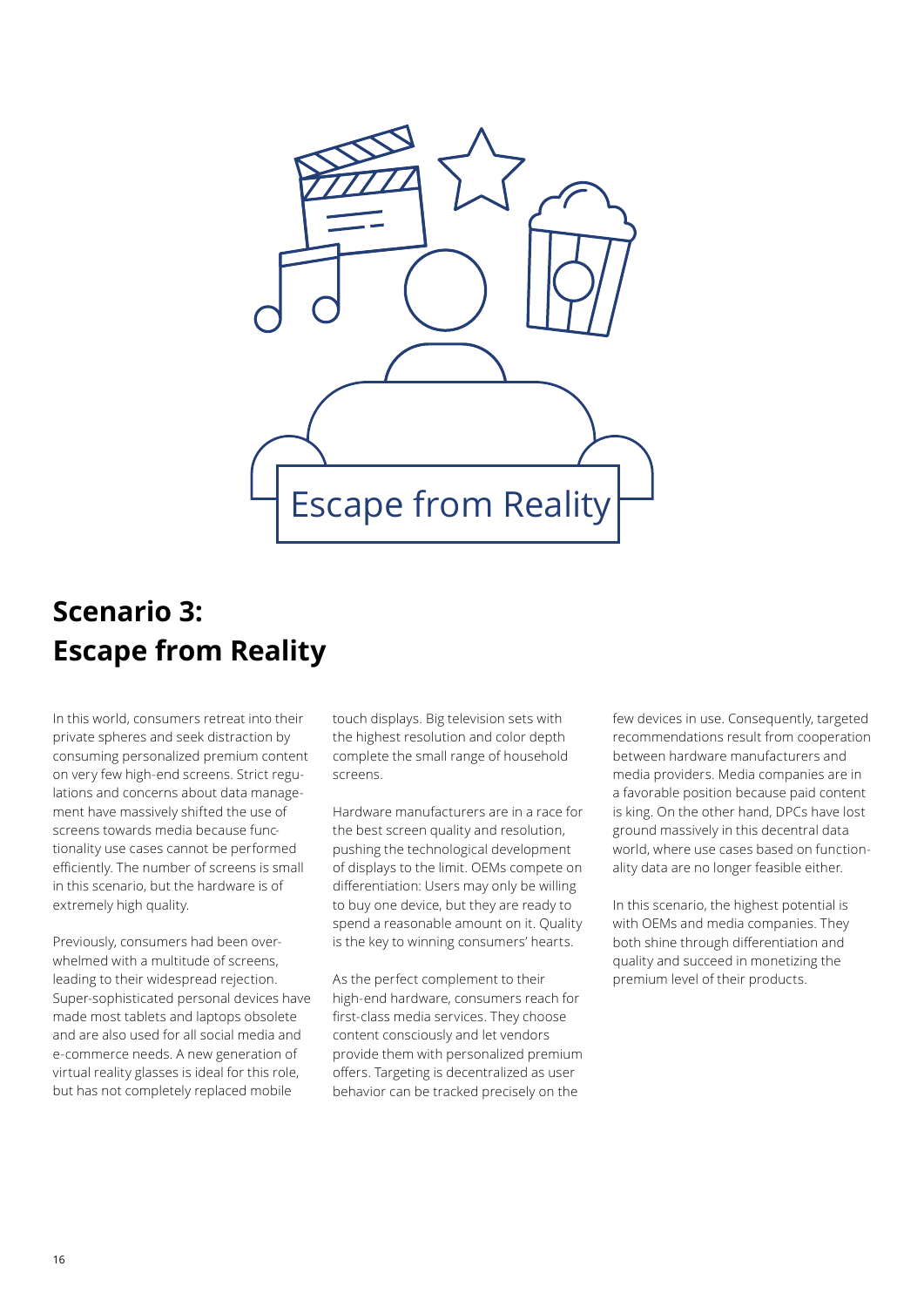# Scenario 3: Escape from Reality

In this world, consumers retreat into their private spheres and seek distraction by consuming personalized premium content on very few high-end screens. Strict regulations and concerns about data management have massively shifted the use of screens towards media because functionality use cases cannot be performed efficiently. The number of screens is small in this scenario, but the hardware is of extremely high quality.

Previously, consumers had been overwhelmed with a multitude of screens, leading to their widespread rejection. Super-sophisticated personal devices have made most tablets and laptops obsolete and are also used for all social media and e-commerce needs. A new generation of virtual reality glasses is ideal for this role, but has not completely replaced mobile touch displays. Big television sets with the highest resolution and color depth complete the small range of household screens.

Hardware manufacturers are in a race for the best screen quality and resolution, pushing the technological development of displays to the limit. OEMs compete on differentiation: Users may only be willing to buy one device, but they are ready to spend a reasonable amount on it. Quality is the key to winning consumers' hearts.

As the perfect complement to their high-end hardware, consumers reach for first-class media services. They choose content consciously and let vendors provide them with personalized premium offers. Targeting is decentralized as user behavior can be tracked precisely on the few devices in use. Consequently, targeted recommendations result from cooperation between hardware manufacturers and media providers. Media companies are in a favorable position because paid content is king. On the other hand, DPCs have lost ground massively in this decentral data world, where use cases based on functionality data are no longer feasible either.

In this scenario, the highest potential is with OEMs and media companies. They both shine through differentiation and quality and succeed in monetizing the premium level of their products.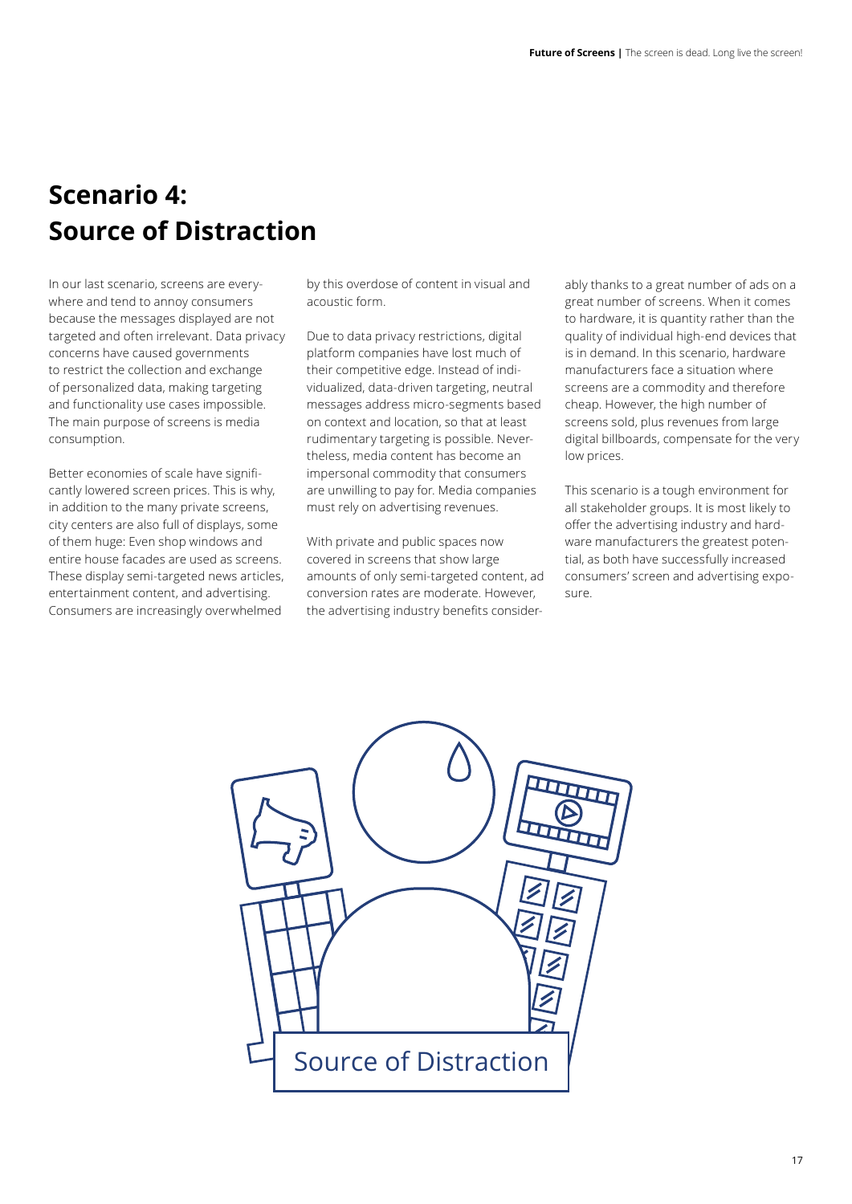# Scenario 4: Source of Distraction

In our last scenario, screens are everywhere and tend to annoy consumers because the messages displayed are not targeted and often irrelevant. Data privacy concerns have caused governments to restrict the collection and exchange of personalized data, making targeting and functionality use cases impossible. The main purpose of screens is media consumption.

Better economies of scale have significantly lowered screen prices. This is why, in addition to the many private screens, city centers are also full of displays, some of them huge: Even shop windows and entire house facades are used as screens. These display semi-targeted news articles, entertainment content, and advertising. Consumers are increasingly overwhelmed by this overdose of content in visual and acoustic form.

Due to data privacy restrictions, digital platform companies have lost much of their competitive edge. Instead of individualized, data-driven targeting, neutral messages address micro-segments based on context and location, so that at least rudimentary targeting is possible. Nevertheless, media content has become an impersonal commodity that consumers are unwilling to pay for. Media companies must rely on advertising revenues.

With private and public spaces now covered in screens that show large amounts of only semi-targeted content, ad conversion rates are moderate. However, the advertising industry benefits considerably thanks to a great number of ads on a great number of screens. When it comes to hardware, it is quantity rather than the quality of individual high-end devices that is in demand. In this scenario, hardware manufacturers face a situation where screens are a commodity and therefore cheap. However, the high number of screens sold, plus revenues from large digital billboards, compensate for the very low prices.

This scenario is a tough environment for all stakeholder groups. It is most likely to offer the advertising industry and hardware manufacturers the greatest potential, as both have successfully increased consumers' screen and advertising exposure.

Source of Distraction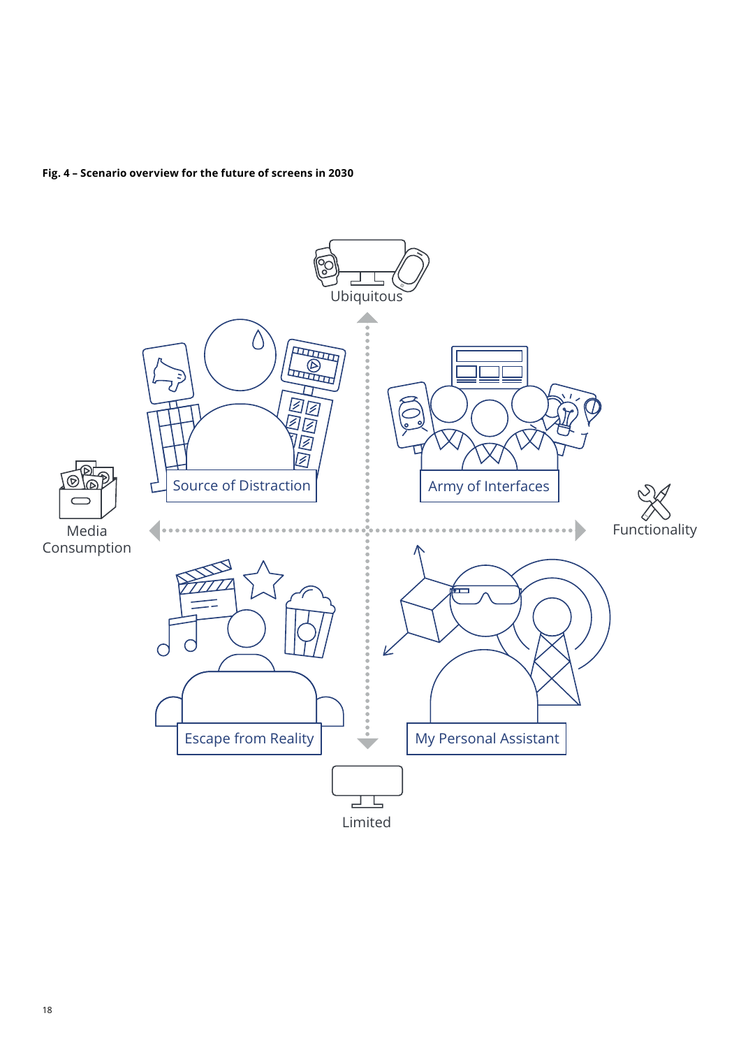**Fig. 4 – Scenario overview for the future of screens in 2030**

Ubiquitous

Source of Distraction

Army of Interfaces

Media Consumption

Functionality

Escape from Reality

My Personal Assistant

Limited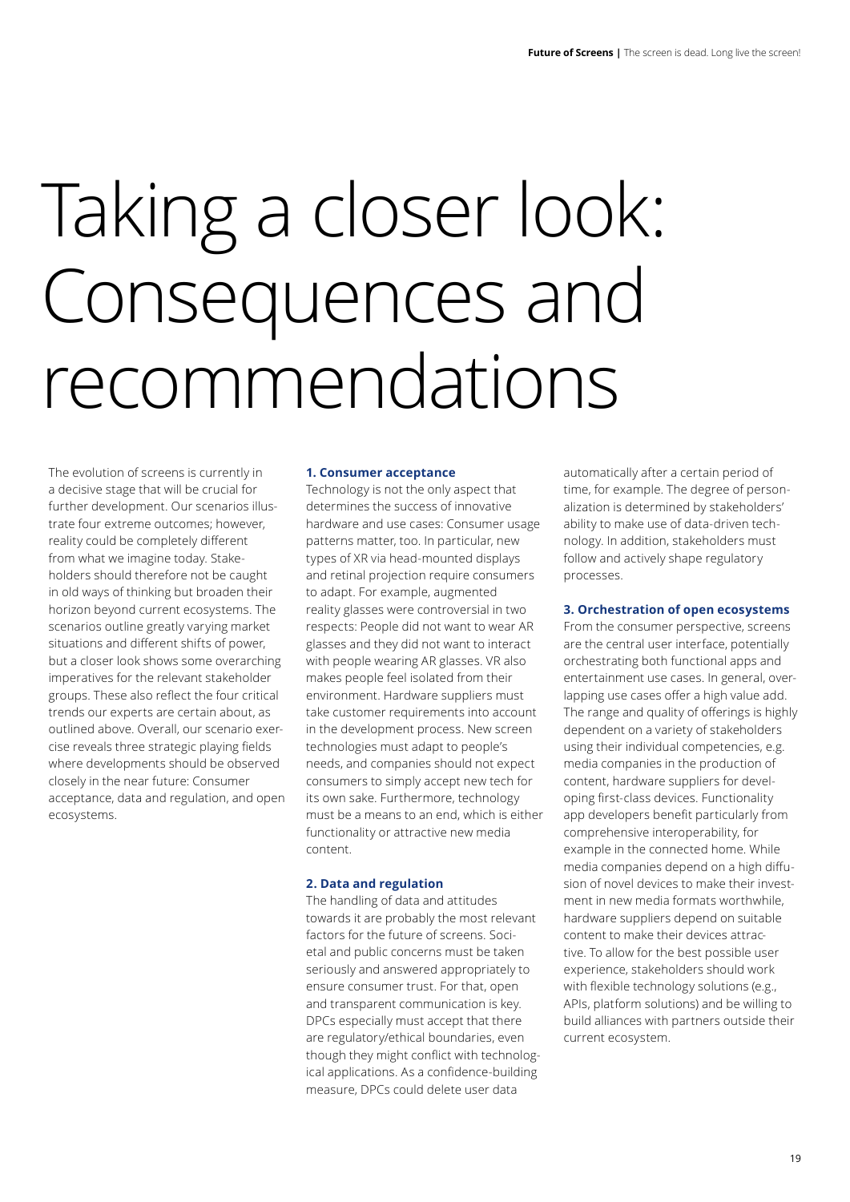# Taking a closer look: Consequences and recommendations

The evolution of screens is currently in a decisive stage that will be crucial for further development. Our scenarios illustrate four extreme outcomes; however, reality could be completely different from what we imagine today. Stakeholders should therefore not be caught in old ways of thinking but broaden their horizon beyond current ecosystems. The scenarios outline greatly varying market situations and different shifts of power, but a closer look shows some overarching imperatives for the relevant stakeholder groups. These also reflect the four critical trends our experts are certain about, as outlined above. Overall, our scenario exercise reveals three strategic playing fields where developments should be observed closely in the near future: Consumer acceptance, data and regulation, and open ecosystems.

### 1. Consumer acceptance

Technology is not the only aspect that determines the success of innovative hardware and use cases: Consumer usage patterns matter, too. In particular, new types of XR via head-mounted displays and retinal projection require consumers to adapt. For example, augmented reality glasses were controversial in two respects: People did not want to wear AR glasses and they did not want to interact with people wearing AR glasses. VR also makes people feel isolated from their environment. Hardware suppliers must take customer requirements into account in the development process. New screen technologies must adapt to people's needs, and companies should not expect consumers to simply accept new tech for its own sake. Furthermore, technology must be a means to an end, which is either functionality or attractive new media content.

### 2. Data and regulation

The handling of data and attitudes towards it are probably the most relevant factors for the future of screens. Societal and public concerns must be taken seriously and answered appropriately to ensure consumer trust. For that, open and transparent communication is key. DPCs especially must accept that there are regulatory/ethical boundaries, even though they might conflict with technological applications. As a confidence-building measure, DPCs could delete user data automatically after a certain period of time, for example. The degree of personalization is determined by stakeholders' ability to make use of data-driven technology. In addition, stakeholders must follow and actively shape regulatory processes.

### 3. Orchestration of open ecosystems

From the consumer perspective, screens are the central user interface, potentially orchestrating both functional apps and entertainment use cases. In general, overlapping use cases offer a high value add. The range and quality of offerings is highly dependent on a variety of stakeholders using their individual competencies, e.g. media companies in the production of content, hardware suppliers for developing first-class devices. Functionality app developers benefit particularly from comprehensive interoperability, for example in the connected home. While media companies depend on a high diffusion of novel devices to make their investment in new media formats worthwhile, hardware suppliers depend on suitable content to make their devices attractive. To allow for the best possible user experience, stakeholders should work with flexible technology solutions (e.g., APIs, platform solutions) and be willing to build alliances with partners outside their current ecosystem.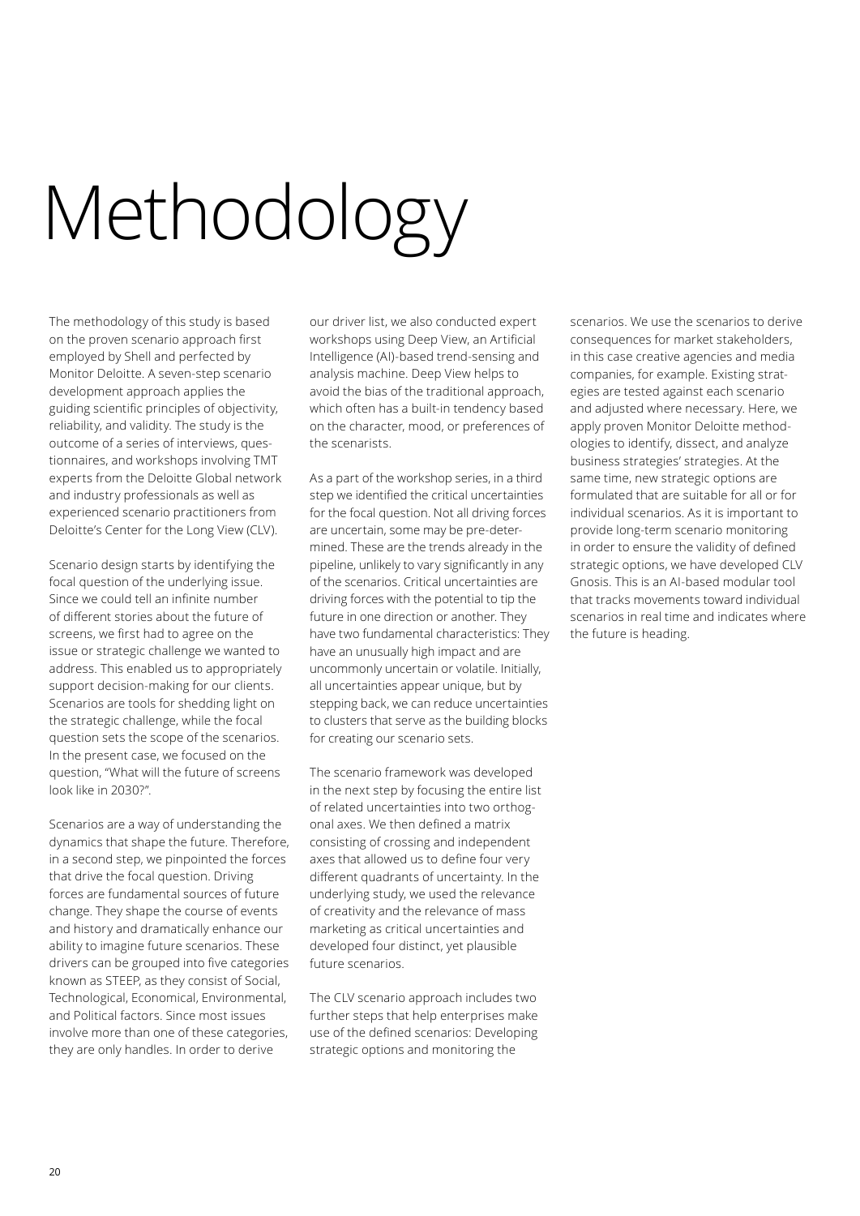# Methodology

The methodology of this study is based on the proven scenario approach first employed by Shell and perfected by Monitor Deloitte. A seven-step scenario development approach applies the guiding scientific principles of objectivity, reliability, and validity. The study is the outcome of a series of interviews, questionnaires, and workshops involving TMT experts from the Deloitte Global network and industry professionals as well as experienced scenario practitioners from Deloitte's Center for the Long View (CLV).

Scenario design starts by identifying the focal question of the underlying issue. Since we could tell an infinite number of different stories about the future of screens, we first had to agree on the issue or strategic challenge we wanted to address. This enabled us to appropriately support decision-making for our clients. Scenarios are tools for shedding light on the strategic challenge, while the focal question sets the scope of the scenarios. In the present case, we focused on the question, "What will the future of screens look like in 2030?".

Scenarios are a way of understanding the dynamics that shape the future. Therefore, in a second step, we pinpointed the forces that drive the focal question. Driving forces are fundamental sources of future change. They shape the course of events and history and dramatically enhance our ability to imagine future scenarios. These drivers can be grouped into five categories known as STEEP, as they consist of Social, Technological, Economical, Environmental, and Political factors. Since most issues involve more than one of these categories, they are only handles. In order to derive our driver list, we also conducted expert workshops using Deep View, an Artificial Intelligence (AI)-based trend-sensing and analysis machine. Deep View helps to avoid the bias of the traditional approach, which often has a built-in tendency based on the character, mood, or preferences of the scenarists.

As a part of the workshop series, in a third step we identified the critical uncertainties for the focal question. Not all driving forces are uncertain, some may be pre-determined. These are the trends already in the pipeline, unlikely to vary significantly in any of the scenarios. Critical uncertainties are driving forces with the potential to tip the future in one direction or another. They have two fundamental characteristics: They have an unusually high impact and are uncommonly uncertain or volatile. Initially, all uncertainties appear unique, but by stepping back, we can reduce uncertainties to clusters that serve as the building blocks for creating our scenario sets.

The scenario framework was developed in the next step by focusing the entire list of related uncertainties into two orthogonal axes. We then defined a matrix consisting of crossing and independent axes that allowed us to define four very different quadrants of uncertainty. In the underlying study, we used the relevance of creativity and the relevance of mass marketing as critical uncertainties and developed four distinct, yet plausible future scenarios.

The CLV scenario approach includes two further steps that help enterprises make use of the defined scenarios: Developing strategic options and monitoring the scenarios. We use the scenarios to derive consequences for market stakeholders, in this case creative agencies and media companies, for example. Existing strategies are tested against each scenario and adjusted where necessary. Here, we apply proven Monitor Deloitte methodologies to identify, dissect, and analyze business strategies' strategies. At the same time, new strategic options are formulated that are suitable for all or for individual scenarios. As it is important to provide long-term scenario monitoring in order to ensure the validity of defined strategic options, we have developed CLV Gnosis. This is an AI-based modular tool that tracks movements toward individual scenarios in real time and indicates where the future is heading.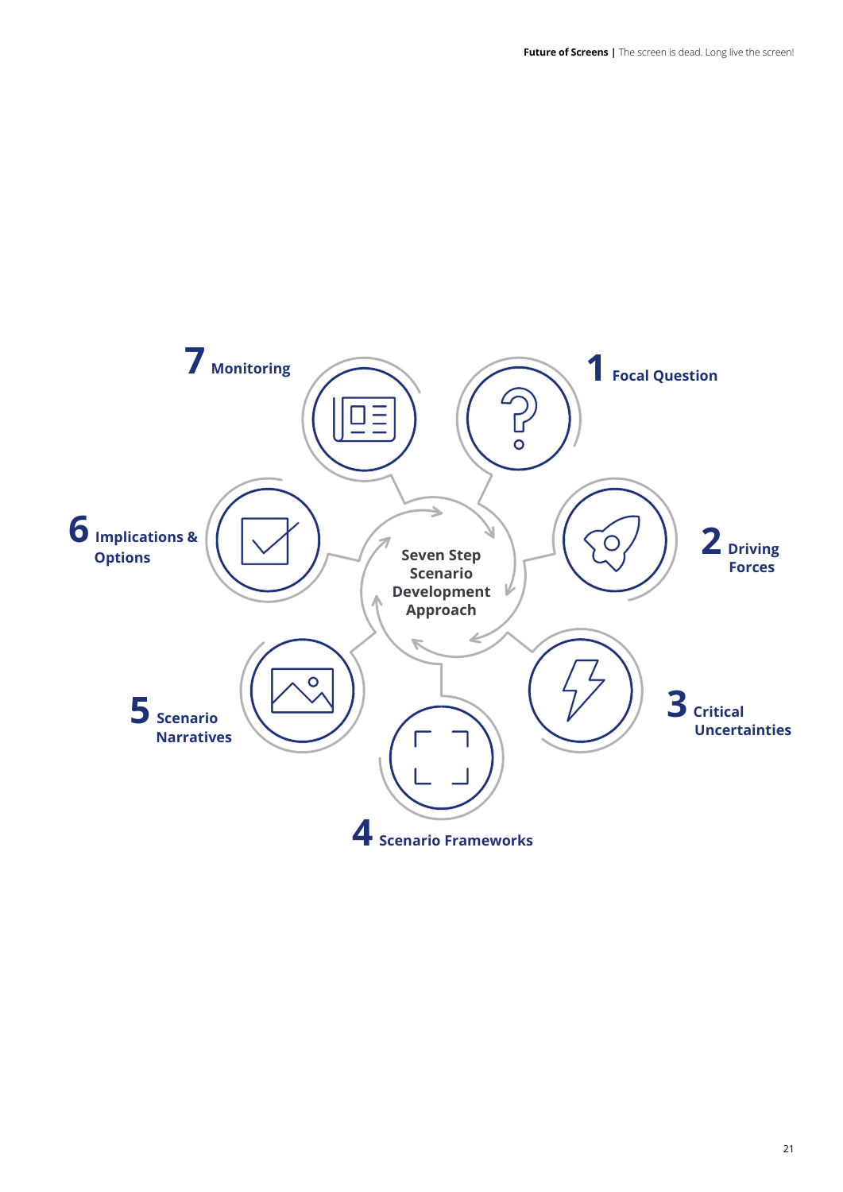Seven Step Scenario Development Approach

1 Focal Question

2 Driving Forces

3 Critical Uncertainties

4 Scenario Frameworks

5 Scenario Narratives

6 Implications & Options

7 Monitoring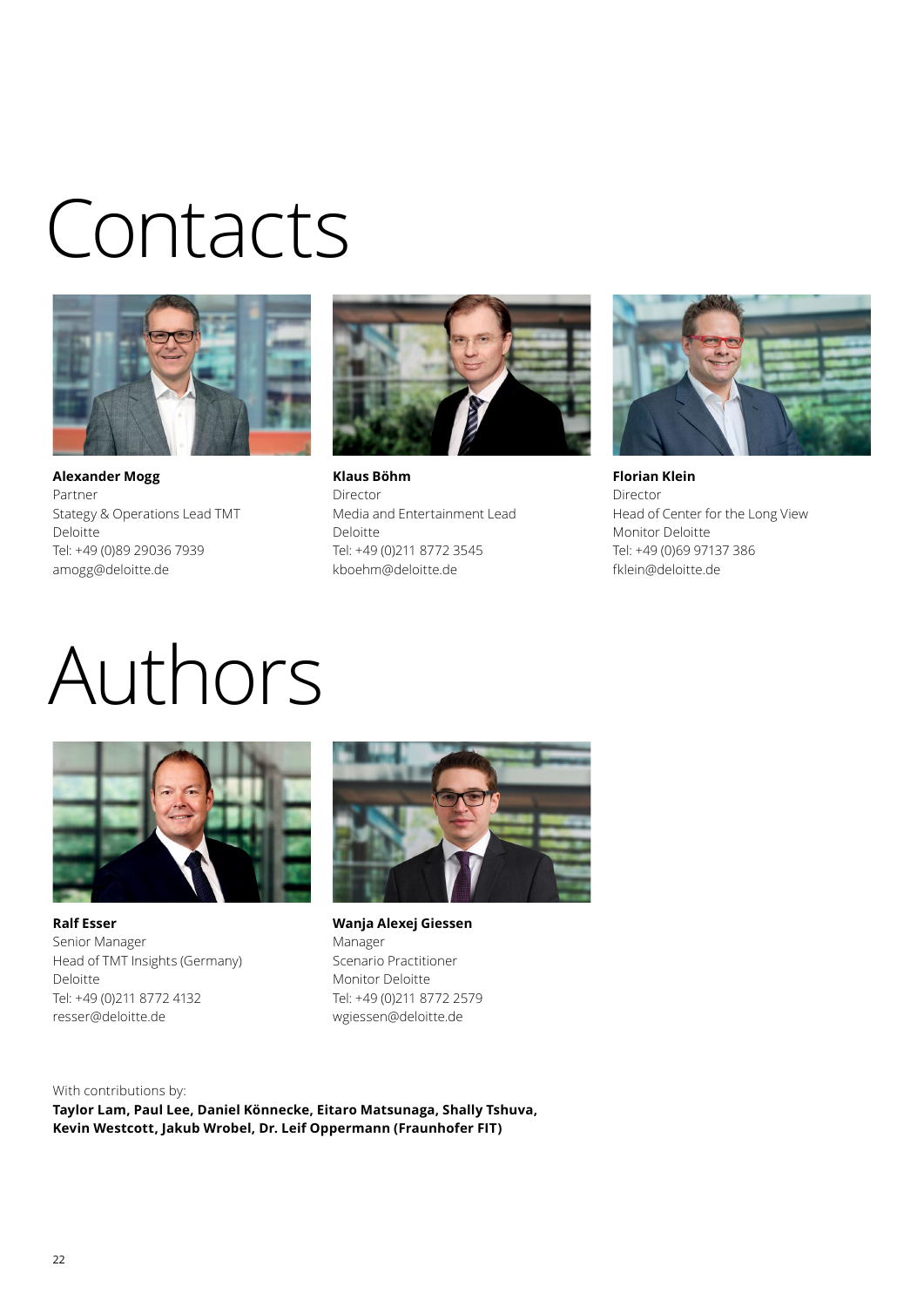# Contacts

**Alexander Mogg**
Partner
Stategy & Operations Lead TMT
Deloitte
Tel: +49 (0)89 29036 7939
amogg@deloitte.de

**Klaus Böhm**
Director
Media and Entertainment Lead
Deloitte
Tel: +49 (0)211 8772 3545
kboehm@deloitte.de

**Florian Klein**
Director
Head of Center for the Long View
Monitor Deloitte
Tel: +49 (0)69 97137 386
fklein@deloitte.de

# Authors

**Ralf Esser**
Senior Manager
Head of TMT Insights (Germany)
Deloitte
Tel: +49 (0)211 8772 4132
resser@deloitte.de

**Wanja Alexej Giessen**
Manager
Scenario Practitioner
Monitor Deloitte
Tel: +49 (0)211 8772 2579
wgiessen@deloitte.de

With contributions by:
**Taylor Lam, Paul Lee, Daniel Könnecke, Eitaro Matsunaga, Shally Tshuva, Kevin Westcott, Jakub Wrobel, Dr. Leif Oppermann (Fraunhofer FIT)**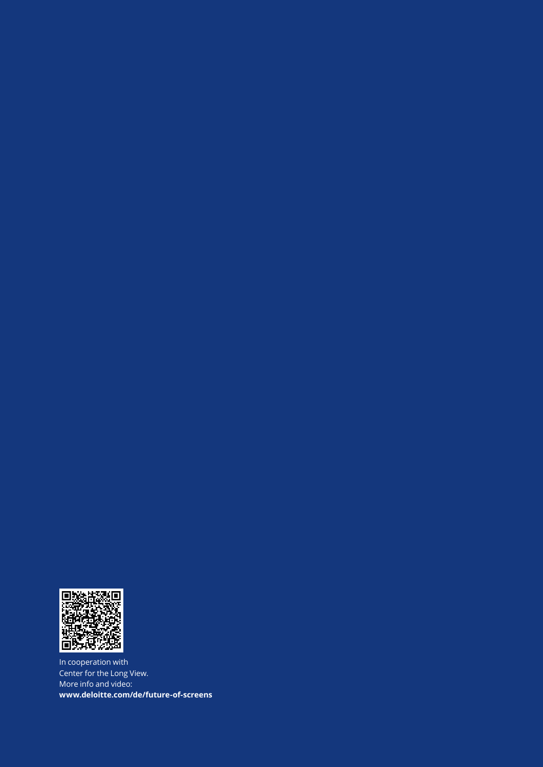In cooperation with
Center for the Long View.
More info and video:
**www.deloitte.com/de/future-of-screens**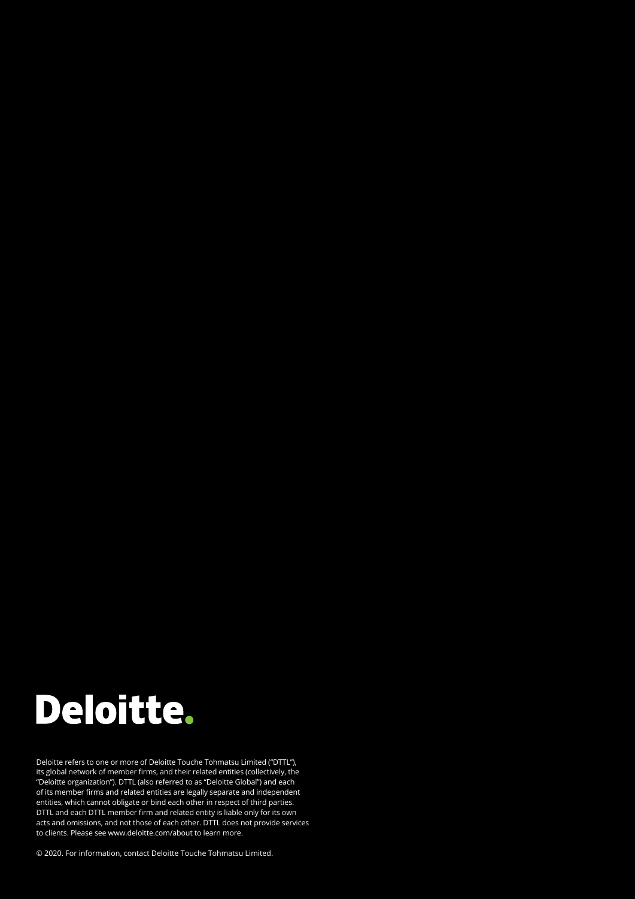Deloitte.

Deloitte refers to one or more of Deloitte Touche Tohmatsu Limited ("DTTL"), its global network of member firms, and their related entities (collectively, the "Deloitte organization"). DTTL (also referred to as "Deloitte Global") and each of its member firms and related entities are legally separate and independent entities, which cannot obligate or bind each other in respect of third parties. DTTL and each DTTL member firm and related entity is liable only for its own acts and omissions, and not those of each other. DTTL does not provide services to clients. Please see www.deloitte.com/about to learn more.

© 2020. For information, contact Deloitte Touche Tohmatsu Limited.